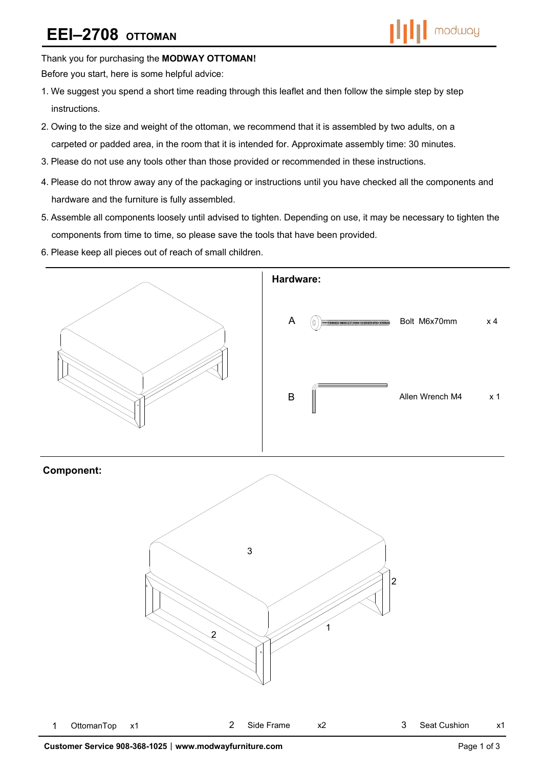# EEI–2708 OTTOMAN

Thank you for purchasing the **MODWAY OTTOMAN!**

Before you start, here is some helpful advice:

1. We suggest you spend a short time reading through this leaflet and then follow the simple step by step instructions.
2. Owing to the size and weight of the ottoman, we recommend that it is assembled by two adults, on a carpeted or padded area, in the room that it is intended for. Approximate assembly time: 30 minutes.
3. Please do not use any tools other than those provided or recommended in these instructions.
4. Please do not throw away any of the packaging or instructions until you have checked all the components and hardware and the furniture is fully assembled.
5. Assemble all components loosely until advised to tighten. Depending on use, it may be necessary to tighten the components from time to time, so please save the tools that have been provided.
6. Please keep all pieces out of reach of small children.

## Hardware:

| | | |
|---|---|---|
| A | Bolt M6x70mm | x 4 |
| B | Allen Wrench M4 | x 1 |

## Component:

| | | |
|---|---|---|
| 1 | OttomanTop | x1 |
| 2 | Side Frame | x2 |
| 3 | Seat Cushion | x1 |

**Customer Service 908-368-1025 | www.modwayfurniture.com**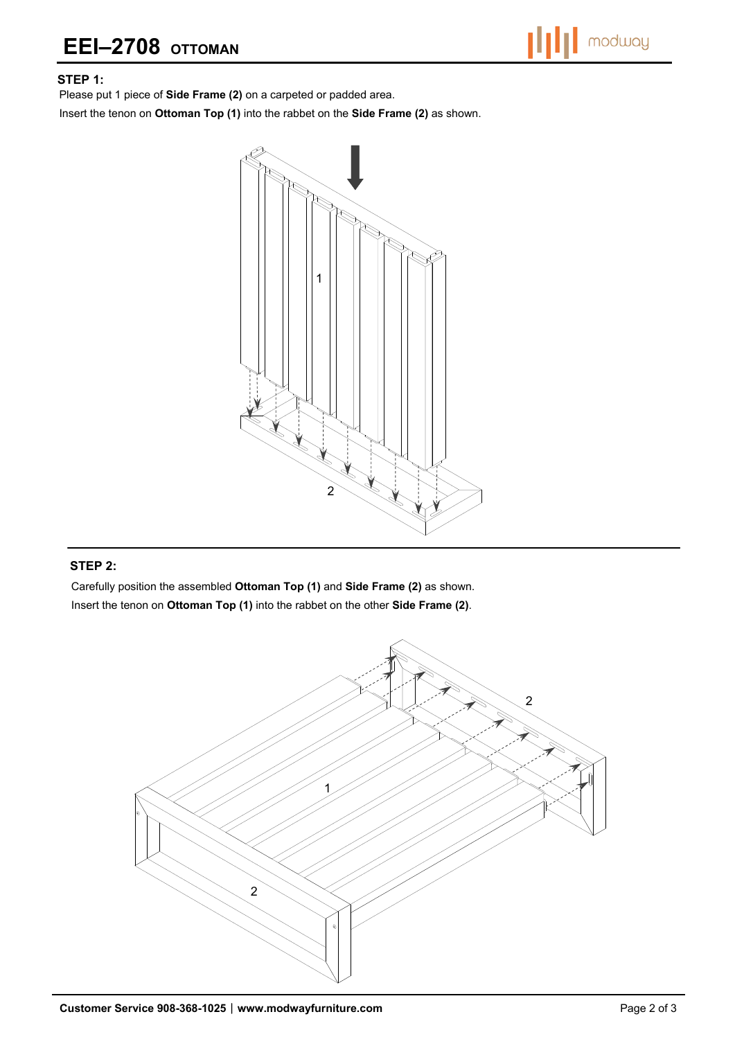# EEI–2708 OTTOMAN

**STEP 1:**

Please put 1 piece of **Side Frame (2)** on a carpeted or padded area.

Insert the tenon on **Ottoman Top (1)** into the rabbet on the **Side Frame (2)** as shown.

**STEP 2:**

Carefully position the assembled **Ottoman Top (1)** and **Side Frame (2)** as shown.

Insert the tenon on **Ottoman Top (1)** into the rabbet on the other **Side Frame (2)**.

**Customer Service 908-368-1025 | www.modwayfurniture.com**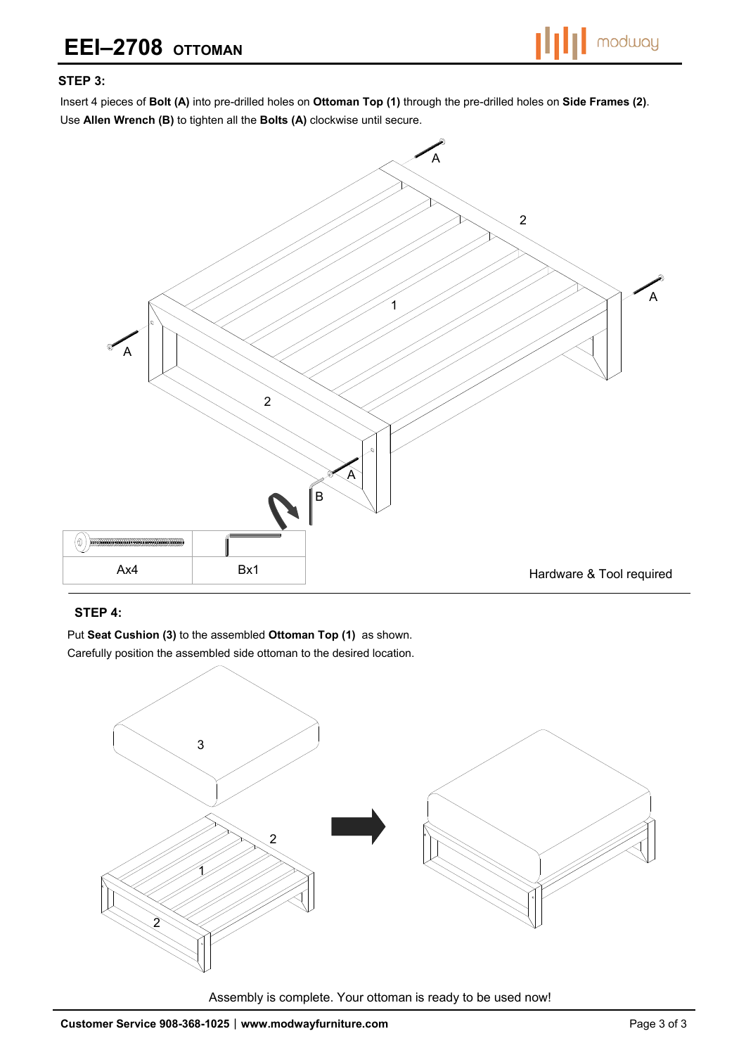# EEI–2708 OTTOMAN

### STEP 3:

Insert 4 pieces of **Bolt (A)** into pre-drilled holes on **Ottoman Top (1)** through the pre-drilled holes on **Side Frames (2)**.
Use **Allen Wrench (B)** to tighten all the **Bolts (A)** clockwise until secure.

| | |
|---|---|
| Ax4 | Bx1 |

Hardware & Tool required

### STEP 4:

Put **Seat Cushion (3)** to the assembled **Ottoman Top (1)** as shown.
Carefully position the assembled side ottoman to the desired location.

Assembly is complete. Your ottoman is ready to be used now!

**Customer Service 908-368-1025 | www.modwayfurniture.com**